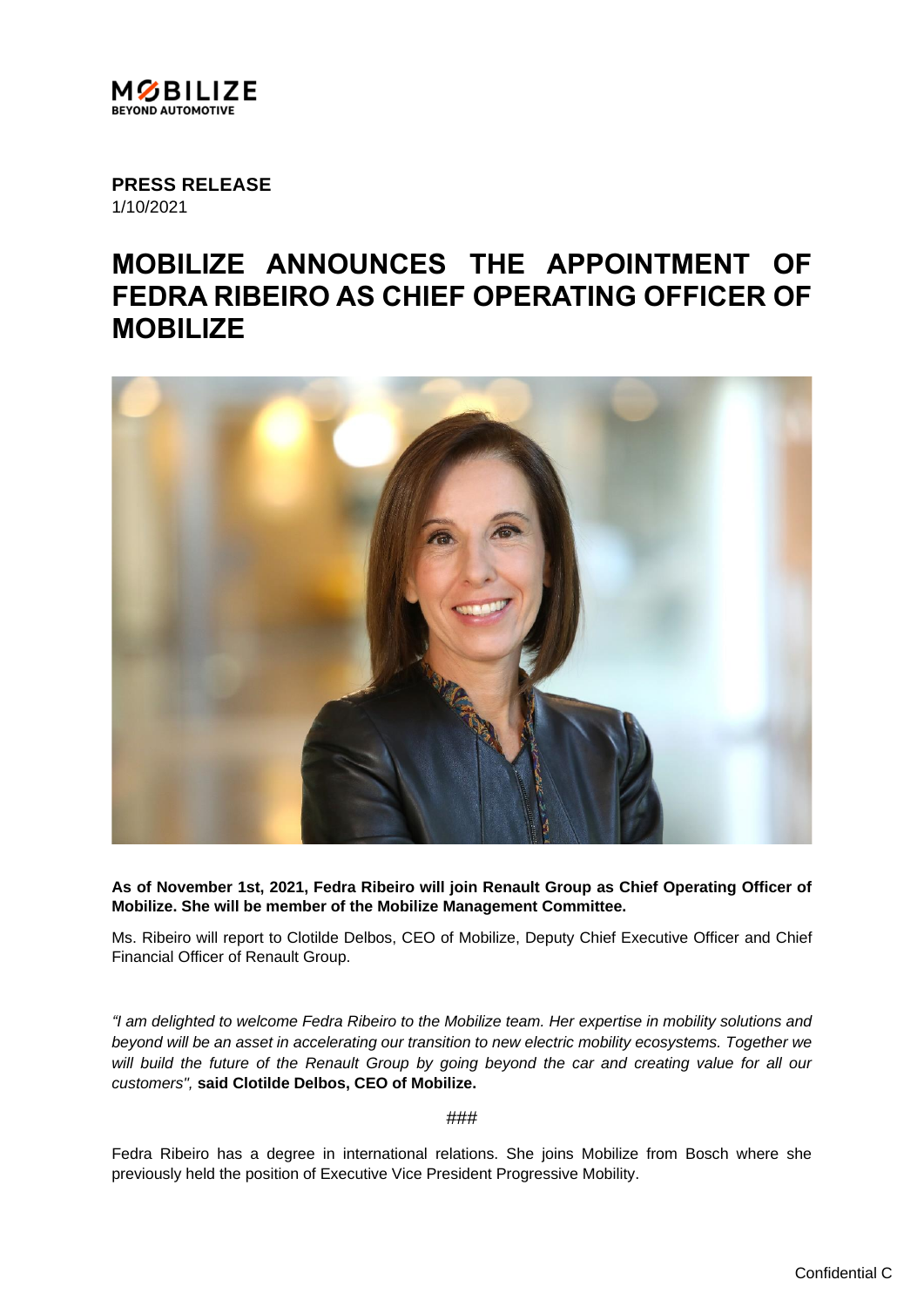**PRESS RELEASE**
1/10/2021

# MOBILIZE ANNOUNCES THE APPOINTMENT OF FEDRA RIBEIRO AS CHIEF OPERATING OFFICER OF MOBILIZE

**As of November 1st, 2021, Fedra Ribeiro will join Renault Group as Chief Operating Officer of Mobilize. She will be member of the Mobilize Management Committee.**

Ms. Ribeiro will report to Clotilde Delbos, CEO of Mobilize, Deputy Chief Executive Officer and Chief Financial Officer of Renault Group.

*"I am delighted to welcome Fedra Ribeiro to the Mobilize team. Her expertise in mobility solutions and beyond will be an asset in accelerating our transition to new electric mobility ecosystems. Together we will build the future of the Renault Group by going beyond the car and creating value for all our customers",* **said Clotilde Delbos, CEO of Mobilize.**

###

Fedra Ribeiro has a degree in international relations. She joins Mobilize from Bosch where she previously held the position of Executive Vice President Progressive Mobility.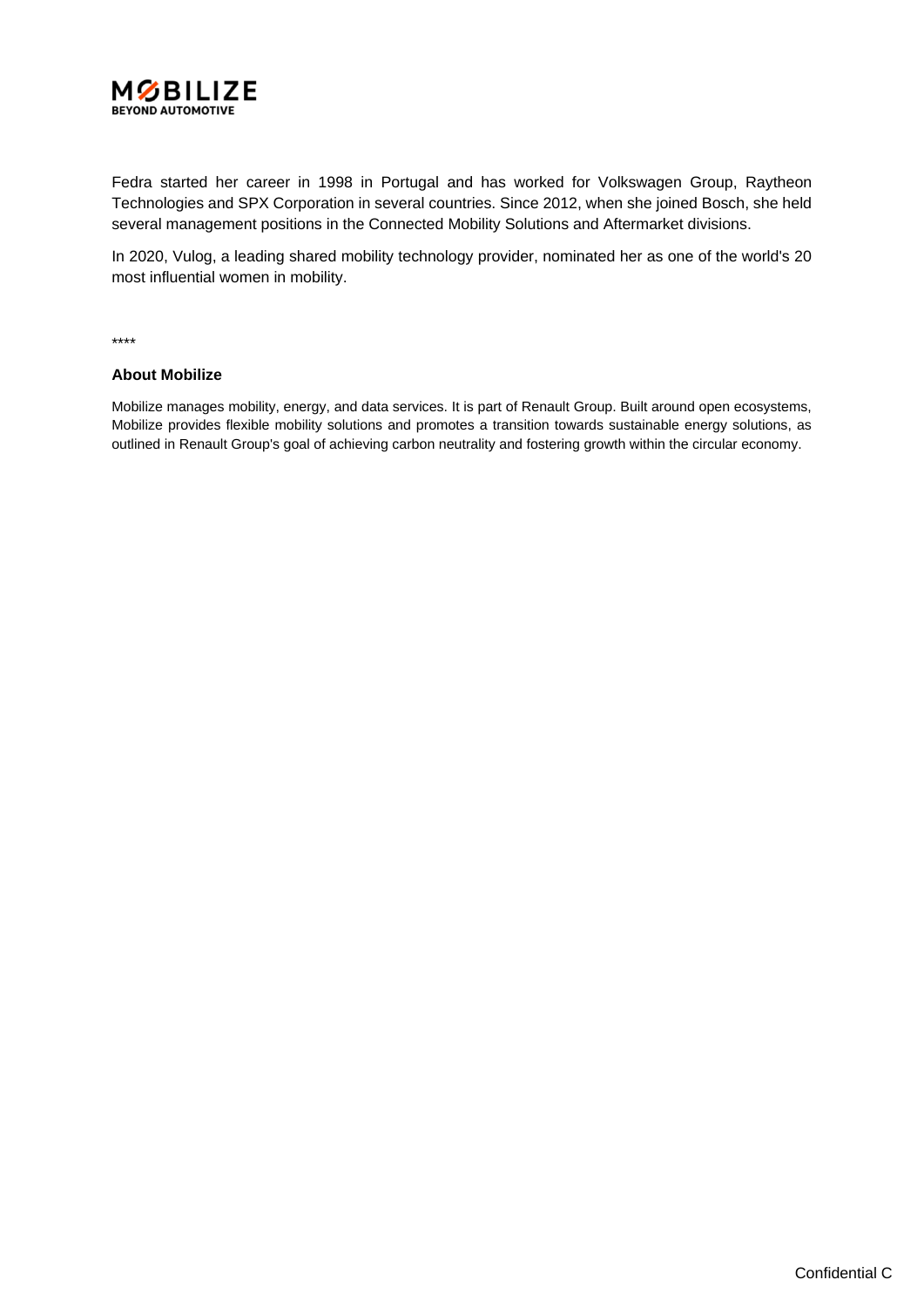Fedra started her career in 1998 in Portugal and has worked for Volkswagen Group, Raytheon Technologies and SPX Corporation in several countries. Since 2012, when she joined Bosch, she held several management positions in the Connected Mobility Solutions and Aftermarket divisions.

In 2020, Vulog, a leading shared mobility technology provider, nominated her as one of the world's 20 most influential women in mobility.

****

**About Mobilize**

Mobilize manages mobility, energy, and data services. It is part of Renault Group. Built around open ecosystems, Mobilize provides flexible mobility solutions and promotes a transition towards sustainable energy solutions, as outlined in Renault Group's goal of achieving carbon neutrality and fostering growth within the circular economy.